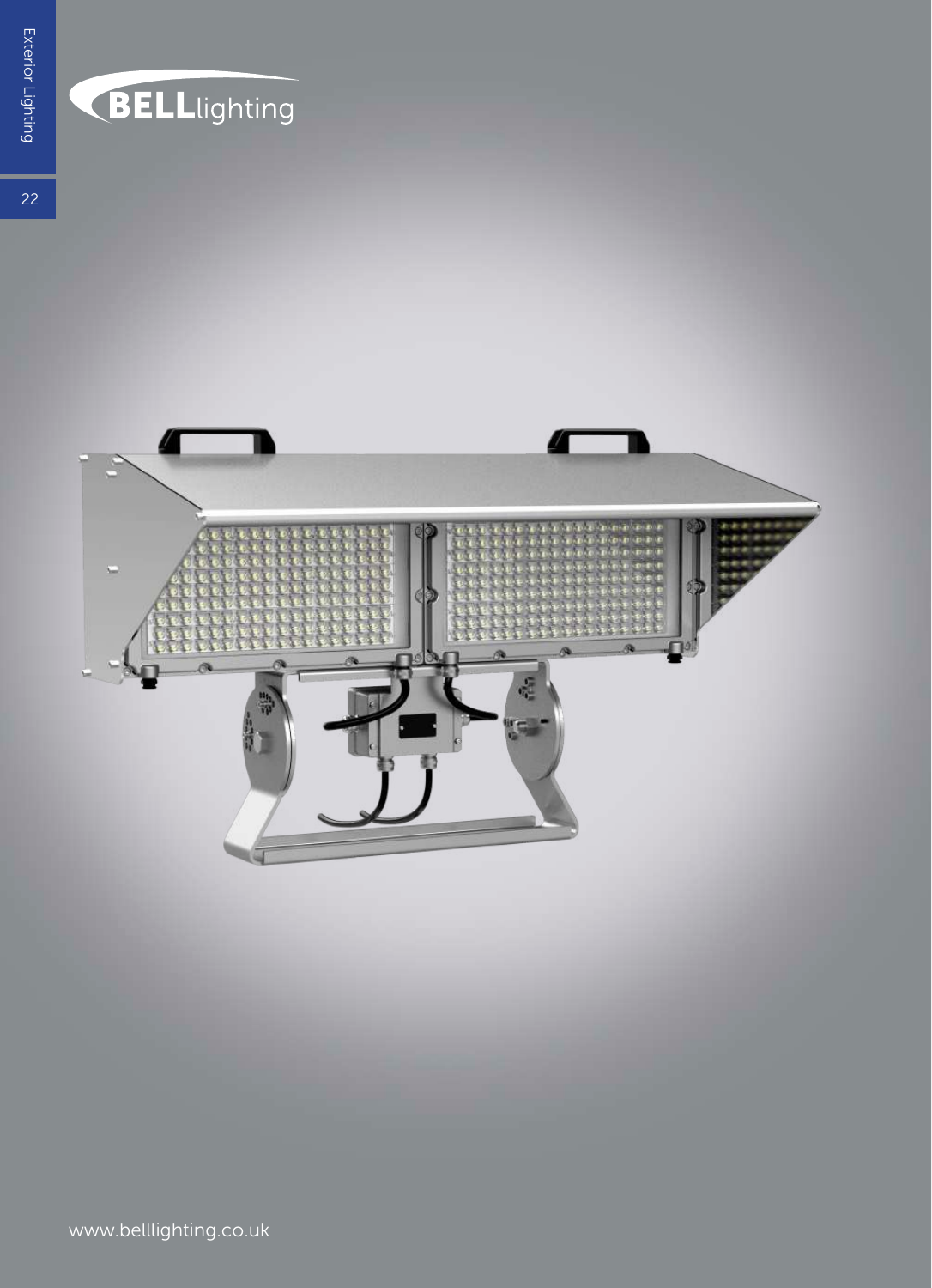BELLlighting

www.belllighting.co.uk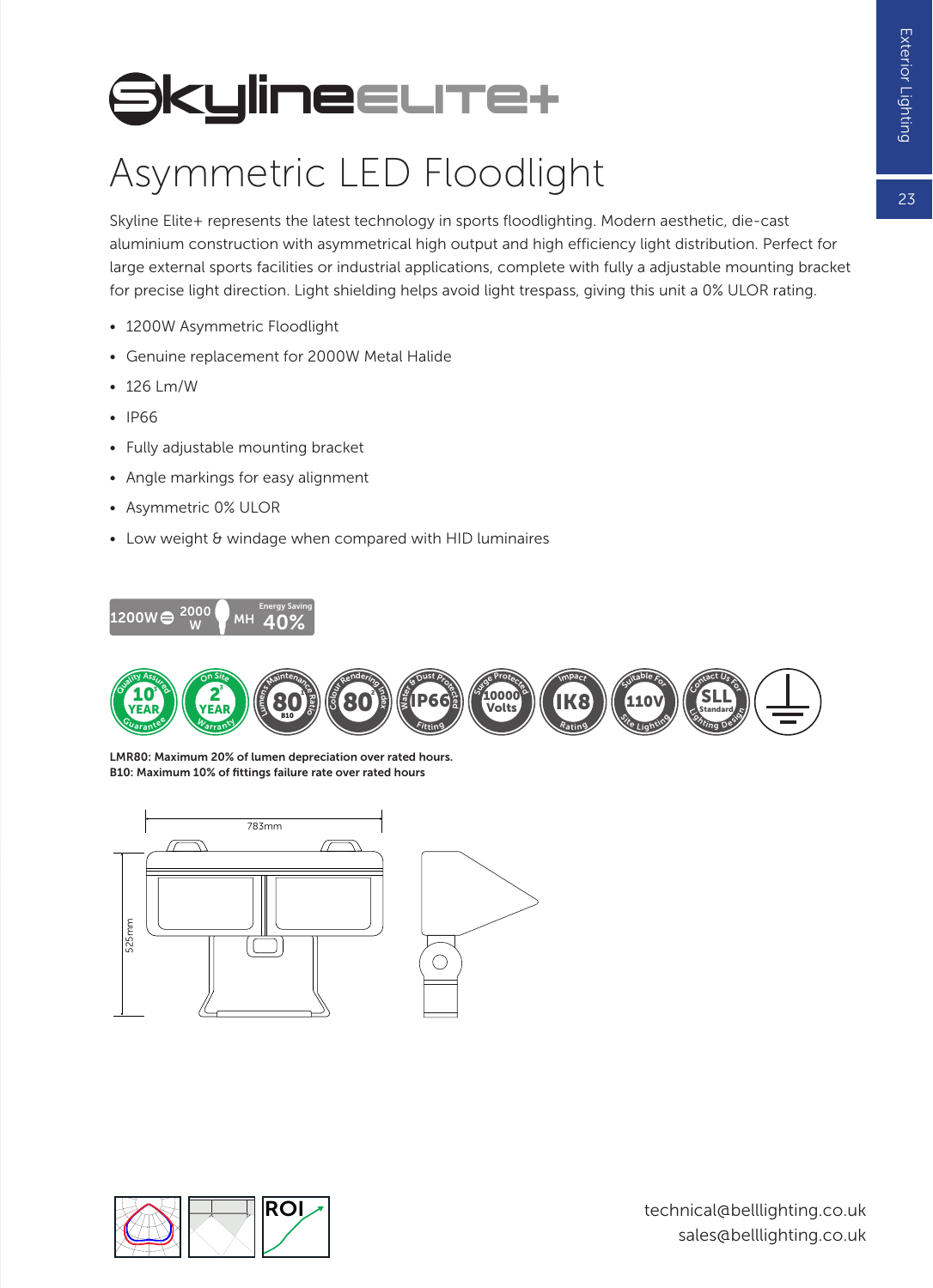# Skyline ELITE+

## Asymmetric LED Floodlight

Skyline Elite+ represents the latest technology in sports floodlighting. Modern aesthetic, die-cast aluminium construction with asymmetrical high output and high efficiency light distribution. Perfect for large external sports facilities or industrial applications, complete with fully a adjustable mounting bracket for precise light direction. Light shielding helps avoid light trespass, giving this unit a 0% ULOR rating.

- 1200W Asymmetric Floodlight
- Genuine replacement for 2000W Metal Halide
- 126 Lm/W
- IP66
- Fully adjustable mounting bracket
- Angle markings for easy alignment
- Asymmetric 0% ULOR
- Low weight & windage when compared with HID luminaires

1200W ⊜ 2000 W MH Energy Saving 40%

10 YEAR Quality Assured Guarantee | 2 YEAR On Site Warranty | 80 B10 Lumens Maintenance Ratio | 80 Colour Rendering Index | IP66 Water & Dust Protected Fitting | 10000 Volts Surge Protected | IK8 Impact Rating | 110V Suitable For Site Lighting | SLL Standard Contact Us For Lighting Design

**LMR80: Maximum 20% of lumen depreciation over rated hours.**
**B10: Maximum 10% of fittings failure rate over rated hours**

783mm
525mm

ROI

technical@belllighting.co.uk
sales@belllighting.co.uk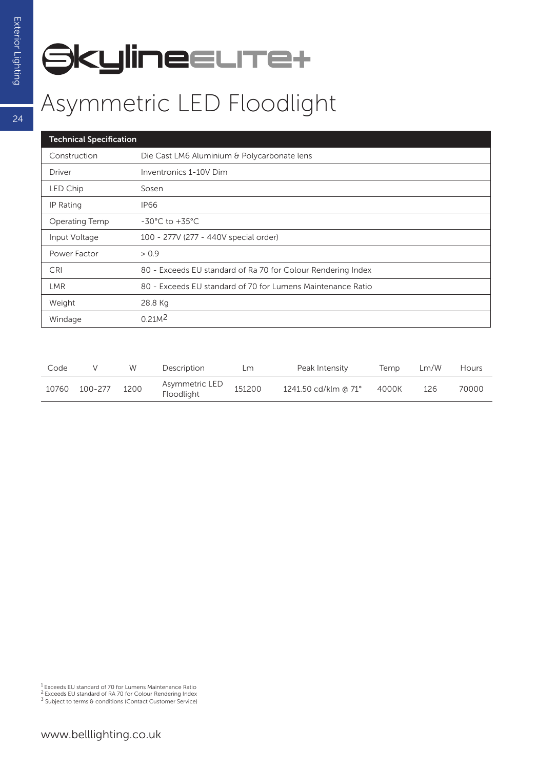# Skyline ELITE+

## Asymmetric LED Floodlight

| Technical Specification | |
|---|---|
| Construction | Die Cast LM6 Aluminium & Polycarbonate lens |
| Driver | Inventronics 1-10V Dim |
| LED Chip | Sosen |
| IP Rating | IP66 |
| Operating Temp | -30°C to +35°C |
| Input Voltage | 100 - 277V (277 - 440V special order) |
| Power Factor | > 0.9 |
| CRI | 80 - Exceeds EU standard of Ra 70 for Colour Rendering Index |
| LMR | 80 - Exceeds EU standard of 70 for Lumens Maintenance Ratio |
| Weight | 28.8 Kg |
| Windage | 0.21M[2] |

| Code | V | W | Description | Lm | Peak Intensity | Temp | Lm/W | Hours |
|---|---|---|---|---|---|---|---|---|
| 10760 | 100-277 | 1200 | Asymmetric LED Floodlight | 151200 | 1241.50 cd/klm @ 71° | 4000K | 126 | 70000 |

[1] Exceeds EU standard of 70 for Lumens Maintenance Ratio
[2] Exceeds EU standard of RA 70 for Colour Rendering Index
[3] Subject to terms & conditions (Contact Customer Service)

www.belllighting.co.uk